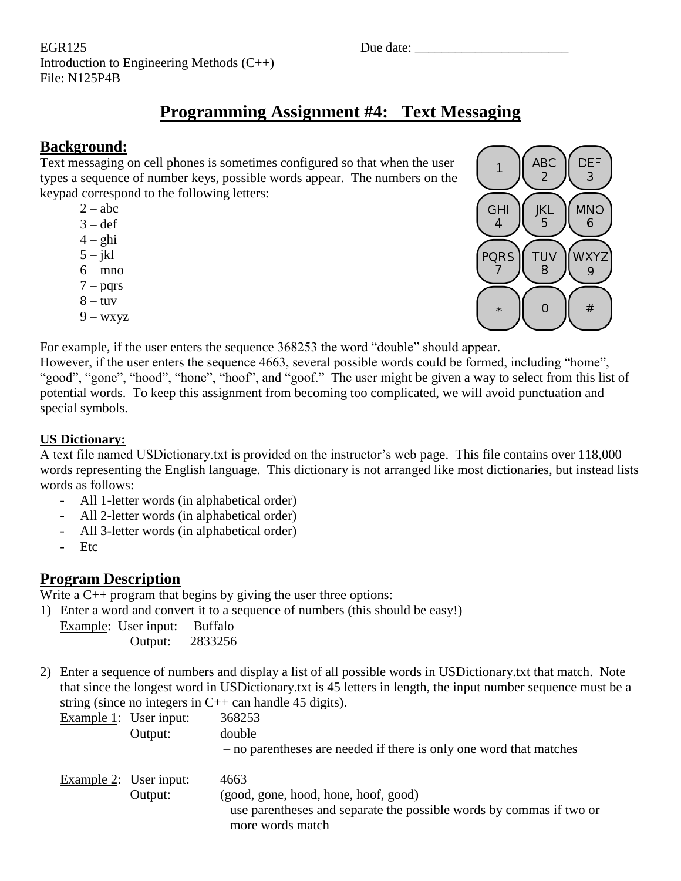EGR125
Introduction to Engineering Methods (C++)
File: N125P4B

Due date: _______________________

# Programming Assignment #4: Text Messaging

## Background:

Text messaging on cell phones is sometimes configured so that when the user types a sequence of number keys, possible words appear. The numbers on the keypad correspond to the following letters:

- 2 – abc
- 3 – def
- 4 – ghi
- 5 – jkl
- 6 – mno
- 7 – pqrs
- 8 – tuv
- 9 – wxyz

For example, if the user enters the sequence 368253 the word "double" should appear.
However, if the user enters the sequence 4663, several possible words could be formed, including "home", "good", "gone", "hood", "hone", "hoof", and "goof." The user might be given a way to select from this list of potential words. To keep this assignment from becoming too complicated, we will avoid punctuation and special symbols.

**US Dictionary:**

A text file named USDictionary.txt is provided on the instructor's web page. This file contains over 118,000 words representing the English language. This dictionary is not arranged like most dictionaries, but instead lists words as follows:

- All 1-letter words (in alphabetical order)
- All 2-letter words (in alphabetical order)
- All 3-letter words (in alphabetical order)
- Etc

## Program Description

Write a C++ program that begins by giving the user three options:

1) Enter a word and convert it to a sequence of numbers (this should be easy!)
   Example: User input: Buffalo
   Output: 2833256

2) Enter a sequence of numbers and display a list of all possible words in USDictionary.txt that match. Note that since the longest word in USDictionary.txt is 45 letters in length, the input number sequence must be a string (since no integers in C++ can handle 45 digits).
   Example 1: User input: 368253
   Output: double
   – no parentheses are needed if there is only one word that matches

   Example 2: User input: 4663
   Output: (good, gone, hood, hone, hoof, good)
   – use parentheses and separate the possible words by commas if two or more words match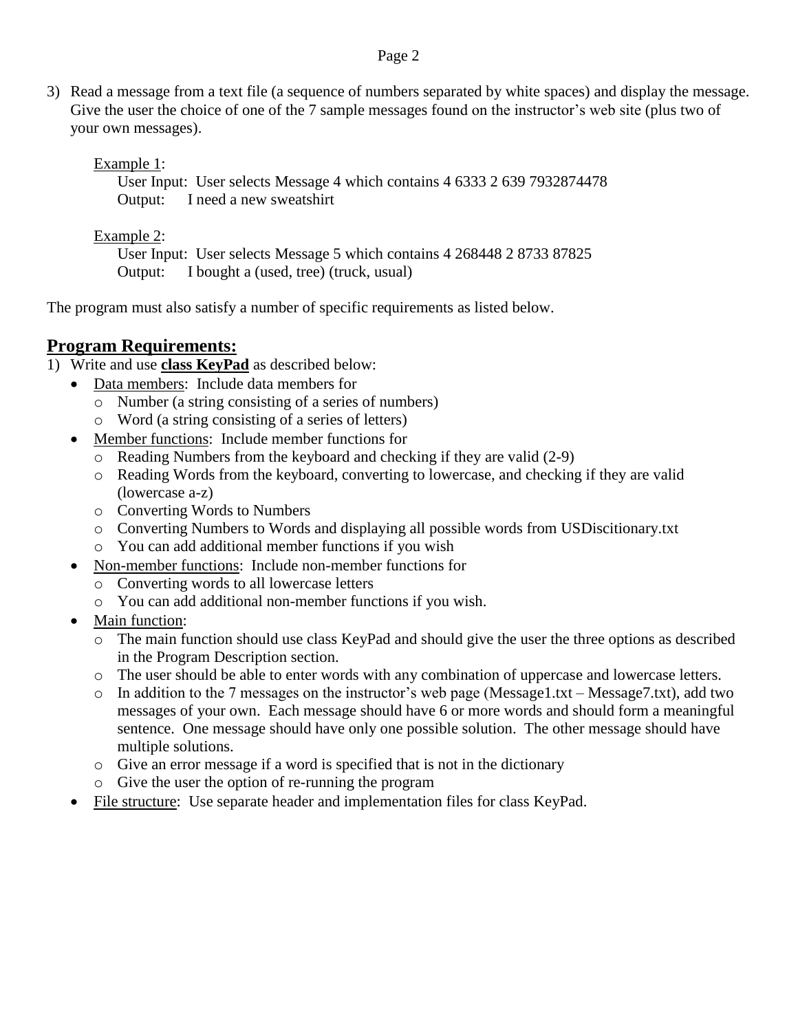3) Read a message from a text file (a sequence of numbers separated by white spaces) and display the message. Give the user the choice of one of the 7 sample messages found on the instructor's web site (plus two of your own messages).

   Example 1:
   User Input: User selects Message 4 which contains 4 6333 2 639 7932874478
   Output: I need a new sweatshirt

   Example 2:
   User Input: User selects Message 5 which contains 4 268448 2 8733 87825
   Output: I bought a (used, tree) (truck, usual)

The program must also satisfy a number of specific requirements as listed below.

## Program Requirements:

1) Write and use **class KeyPad** as described below:
   - Data members: Include data members for
     - Number (a string consisting of a series of numbers)
     - Word (a string consisting of a series of letters)
   - Member functions: Include member functions for
     - Reading Numbers from the keyboard and checking if they are valid (2-9)
     - Reading Words from the keyboard, converting to lowercase, and checking if they are valid (lowercase a-z)
     - Converting Words to Numbers
     - Converting Numbers to Words and displaying all possible words from USDiscitionary.txt
     - You can add additional member functions if you wish
   - Non-member functions: Include non-member functions for
     - Converting words to all lowercase letters
     - You can add additional non-member functions if you wish.
   - Main function:
     - The main function should use class KeyPad and should give the user the three options as described in the Program Description section.
     - The user should be able to enter words with any combination of uppercase and lowercase letters.
     - In addition to the 7 messages on the instructor's web page (Message1.txt – Message7.txt), add two messages of your own. Each message should have 6 or more words and should form a meaningful sentence. One message should have only one possible solution. The other message should have multiple solutions.
     - Give an error message if a word is specified that is not in the dictionary
     - Give the user the option of re-running the program
   - File structure: Use separate header and implementation files for class KeyPad.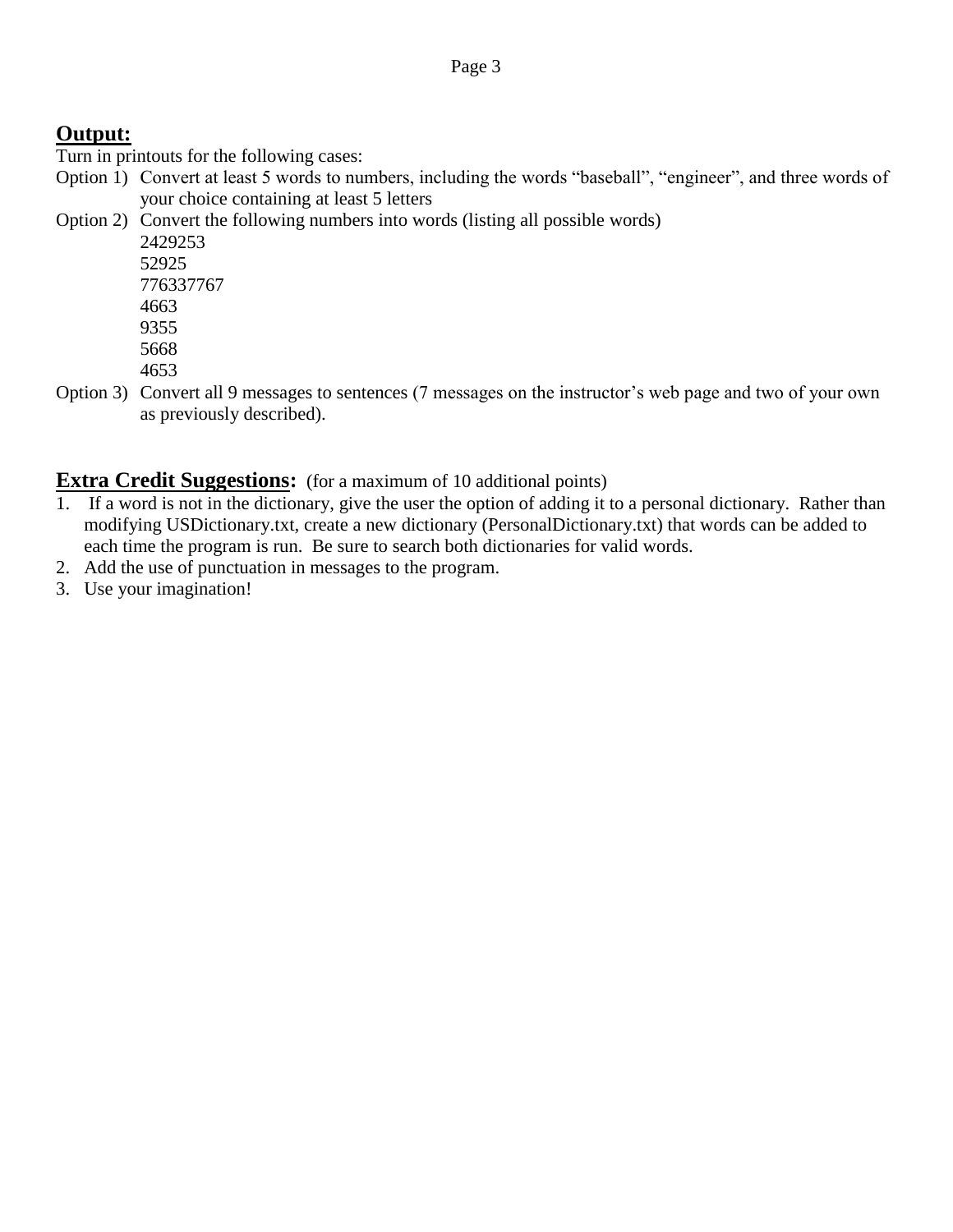## Output:

Turn in printouts for the following cases:

Option 1) Convert at least 5 words to numbers, including the words "baseball", "engineer", and three words of your choice containing at least 5 letters

Option 2) Convert the following numbers into words (listing all possible words)
2429253
52925
776337767
4663
9355
5668
4653

Option 3) Convert all 9 messages to sentences (7 messages on the instructor's web page and two of your own as previously described).

## Extra Credit Suggestions: (for a maximum of 10 additional points)

1. If a word is not in the dictionary, give the user the option of adding it to a personal dictionary. Rather than modifying USDictionary.txt, create a new dictionary (PersonalDictionary.txt) that words can be added to each time the program is run. Be sure to search both dictionaries for valid words.
2. Add the use of punctuation in messages to the program.
3. Use your imagination!